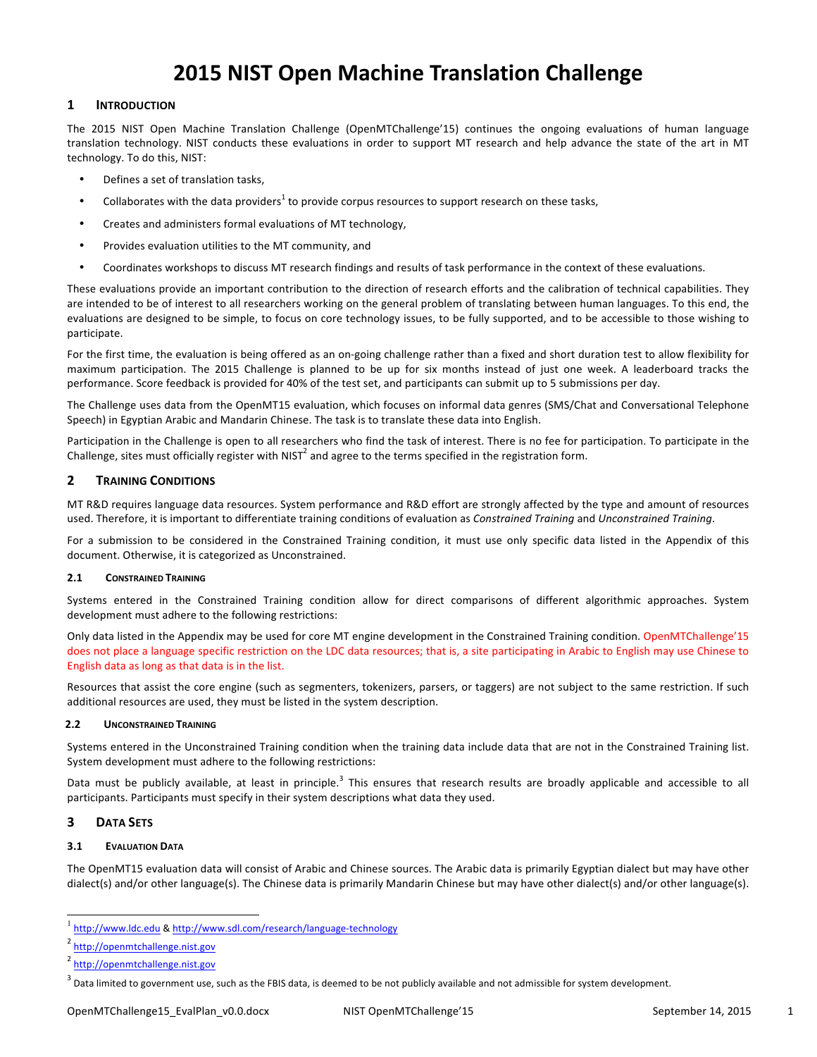# 2015 NIST Open Machine Translation Challenge

## 1 Introduction

The 2015 NIST Open Machine Translation Challenge (OpenMTChallenge'15) continues the ongoing evaluations of human language translation technology. NIST conducts these evaluations in order to support MT research and help advance the state of the art in MT technology. To do this, NIST:

- Defines a set of translation tasks,
- Collaborates with the data providers[1] to provide corpus resources to support research on these tasks,
- Creates and administers formal evaluations of MT technology,
- Provides evaluation utilities to the MT community, and
- Coordinates workshops to discuss MT research findings and results of task performance in the context of these evaluations.

These evaluations provide an important contribution to the direction of research efforts and the calibration of technical capabilities. They are intended to be of interest to all researchers working on the general problem of translating between human languages. To this end, the evaluations are designed to be simple, to focus on core technology issues, to be fully supported, and to be accessible to those wishing to participate.

For the first time, the evaluation is being offered as an on-going challenge rather than a fixed and short duration test to allow flexibility for maximum participation. The 2015 Challenge is planned to be up for six months instead of just one week. A leaderboard tracks the performance. Score feedback is provided for 40% of the test set, and participants can submit up to 5 submissions per day.

The Challenge uses data from the OpenMT15 evaluation, which focuses on informal data genres (SMS/Chat and Conversational Telephone Speech) in Egyptian Arabic and Mandarin Chinese. The task is to translate these data into English.

Participation in the Challenge is open to all researchers who find the task of interest. There is no fee for participation. To participate in the Challenge, sites must officially register with NIST[2] and agree to the terms specified in the registration form.

## 2 Training Conditions

MT R&D requires language data resources. System performance and R&D effort are strongly affected by the type and amount of resources used. Therefore, it is important to differentiate training conditions of evaluation as *Constrained Training* and *Unconstrained Training*.

For a submission to be considered in the Constrained Training condition, it must use only specific data listed in the Appendix of this document. Otherwise, it is categorized as Unconstrained.

### 2.1 Constrained Training

Systems entered in the Constrained Training condition allow for direct comparisons of different algorithmic approaches. System development must adhere to the following restrictions:

Only data listed in the Appendix may be used for core MT engine development in the Constrained Training condition. OpenMTChallenge'15 does not place a language specific restriction on the LDC data resources; that is, a site participating in Arabic to English may use Chinese to English data as long as that data is in the list.

Resources that assist the core engine (such as segmenters, tokenizers, parsers, or taggers) are not subject to the same restriction. If such additional resources are used, they must be listed in the system description.

### 2.2 Unconstrained Training

Systems entered in the Unconstrained Training condition when the training data include data that are not in the Constrained Training list. System development must adhere to the following restrictions:

Data must be publicly available, at least in principle.[3] This ensures that research results are broadly applicable and accessible to all participants. Participants must specify in their system descriptions what data they used.

## 3 Data Sets

### 3.1 Evaluation Data

The OpenMT15 evaluation data will consist of Arabic and Chinese sources. The Arabic data is primarily Egyptian dialect but may have other dialect(s) and/or other language(s). The Chinese data is primarily Mandarin Chinese but may have other dialect(s) and/or other language(s).

---

[1] http://www.ldc.edu & http://www.sdl.com/research/language-technology

[2] http://openmtchallenge.nist.gov

[2] http://openmtchallenge.nist.gov

[3] Data limited to government use, such as the FBIS data, is deemed to be not publicly available and not admissible for system development.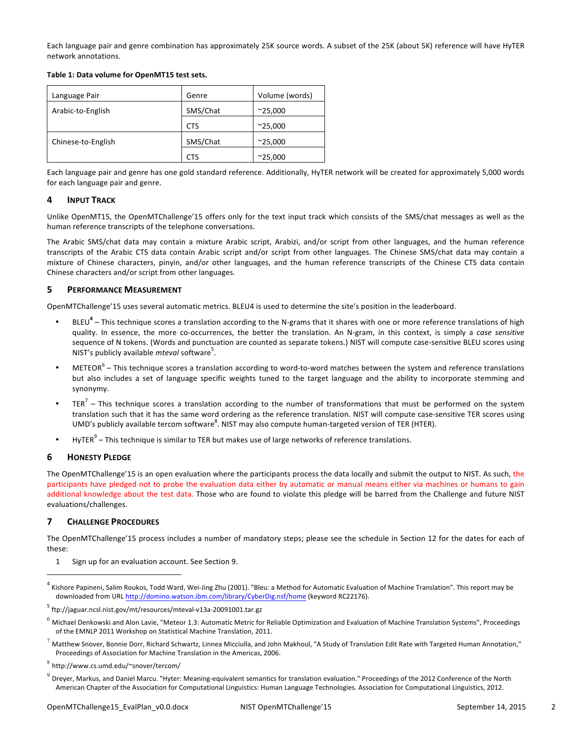Each language pair and genre combination has approximately 25K source words. A subset of the 25K (about 5K) reference will have HyTER network annotations.

**Table 1: Data volume for OpenMT15 test sets.**

| Language Pair | Genre | Volume (words) |
|---|---|---|
| Arabic-to-English | SMS/Chat | ~25,000 |
| | CTS | ~25,000 |
| Chinese-to-English | SMS/Chat | ~25,000 |
| | CTS | ~25,000 |

Each language pair and genre has one gold standard reference. Additionally, HyTER network will be created for approximately 5,000 words for each language pair and genre.

## 4 Input Track

Unlike OpenMT15, the OpenMTChallenge'15 offers only for the text input track which consists of the SMS/chat messages as well as the human reference transcripts of the telephone conversations.

The Arabic SMS/chat data may contain a mixture Arabic script, Arabizi, and/or script from other languages, and the human reference transcripts of the Arabic CTS data contain Arabic script and/or script from other languages. The Chinese SMS/chat data may contain a mixture of Chinese characters, pinyin, and/or other languages, and the human reference transcripts of the Chinese CTS data contain Chinese characters and/or script from other languages.

## 5 Performance Measurement

OpenMTChallenge'15 uses several automatic metrics. BLEU4 is used to determine the site's position in the leaderboard.

- BLEU[4] – This technique scores a translation according to the N-grams that it shares with one or more reference translations of high quality. In essence, the more co-occurrences, the better the translation. An N-gram, in this context, is simply a *case sensitive* sequence of N tokens. (Words and punctuation are counted as separate tokens.) NIST will compute case-sensitive BLEU scores using NIST's publicly available *mteval* software[5].
- METEOR[6] – This technique scores a translation according to word-to-word matches between the system and reference translations but also includes a set of language specific weights tuned to the target language and the ability to incorporate stemming and synonymy.
- TER[7] – This technique scores a translation according to the number of transformations that must be performed on the system translation such that it has the same word ordering as the reference translation. NIST will compute case-sensitive TER scores using UMD's publicly available tercom software[8]. NIST may also compute human-targeted version of TER (HTER).
- HyTER[9] – This technique is similar to TER but makes use of large networks of reference translations.

## 6 Honesty Pledge

The OpenMTChallenge'15 is an open evaluation where the participants process the data locally and submit the output to NIST. As such, the participants have pledged not to probe the evaluation data either by automatic or manual means either via machines or humans to gain additional knowledge about the test data. Those who are found to violate this pledge will be barred from the Challenge and future NIST evaluations/challenges.

## 7 Challenge Procedures

The OpenMTChallenge'15 process includes a number of mandatory steps; please see the schedule in Section 12 for the dates for each of these:

1. Sign up for an evaluation account. See Section 9.

---

[4] Kishore Papineni, Salim Roukos, Todd Ward, Wei-Jing Zhu (2001). "Bleu: a Method for Automatic Evaluation of Machine Translation". This report may be downloaded from URL http://domino.watson.ibm.com/library/CyberDig.nsf/home (keyword RC22176).

[5] ftp://jaguar.ncsl.nist.gov/mt/resources/mteval-v13a-20091001.tar.gz

[6] Michael Denkowski and Alon Lavie, "Meteor 1.3: Automatic Metric for Reliable Optimization and Evaluation of Machine Translation Systems", Proceedings of the EMNLP 2011 Workshop on Statistical Machine Translation, 2011.

[7] Matthew Snover, Bonnie Dorr, Richard Schwartz, Linnea Micciulla, and John Makhoul, "A Study of Translation Edit Rate with Targeted Human Annotation," Proceedings of Association for Machine Translation in the Americas, 2006.

[8] http://www.cs.umd.edu/~snover/tercom/

[9] Dreyer, Markus, and Daniel Marcu. "Hyter: Meaning-equivalent semantics for translation evaluation." Proceedings of the 2012 Conference of the North American Chapter of the Association for Computational Linguistics: Human Language Technologies. Association for Computational Linguistics, 2012.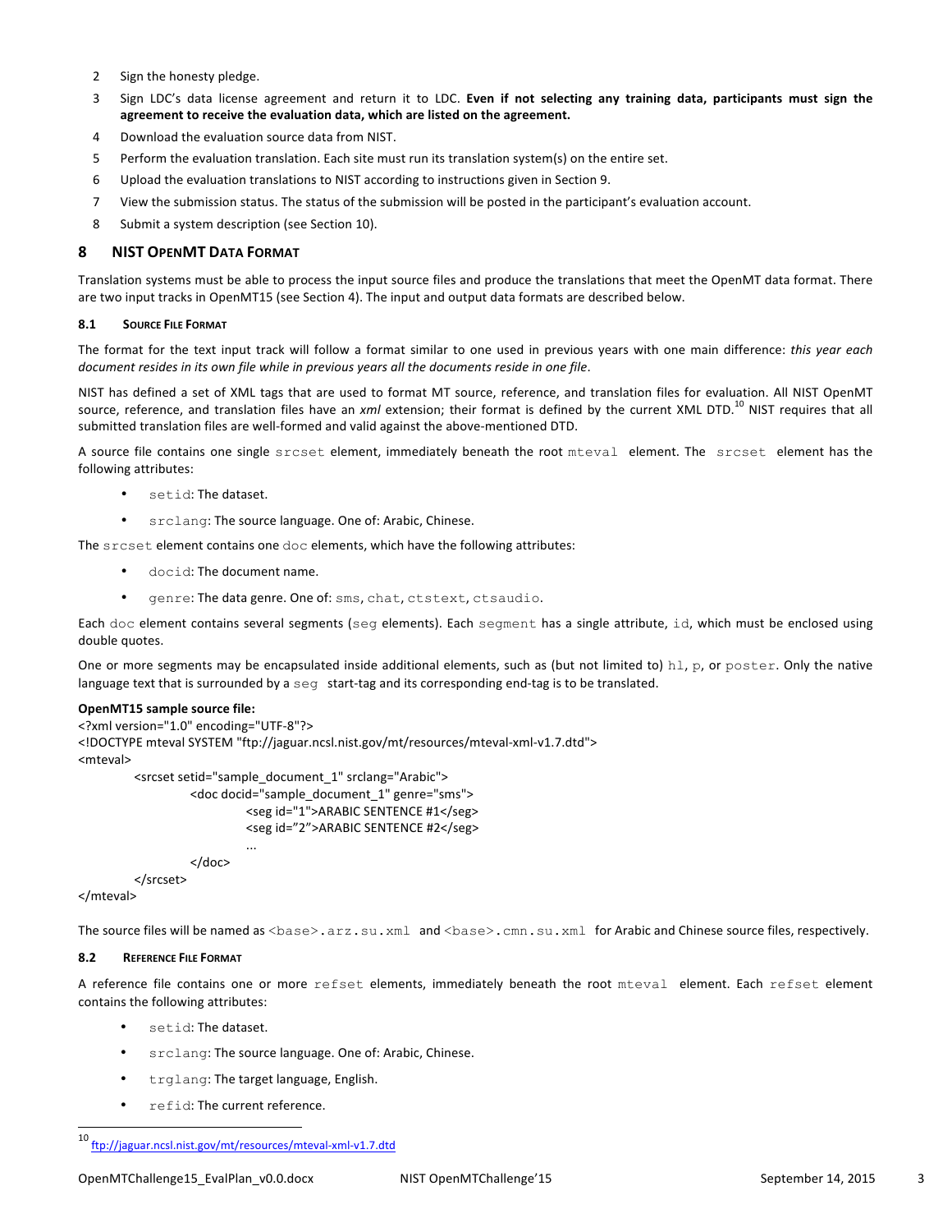2. Sign the honesty pledge.
3. Sign LDC's data license agreement and return it to LDC. **Even if not selecting any training data, participants must sign the agreement to receive the evaluation data, which are listed on the agreement.**
4. Download the evaluation source data from NIST.
5. Perform the evaluation translation. Each site must run its translation system(s) on the entire set.
6. Upload the evaluation translations to NIST according to instructions given in Section 9.
7. View the submission status. The status of the submission will be posted in the participant's evaluation account.
8. Submit a system description (see Section 10).

## 8 NIST OpenMT Data Format

Translation systems must be able to process the input source files and produce the translations that meet the OpenMT data format. There are two input tracks in OpenMT15 (see Section 4). The input and output data formats are described below.

### 8.1 Source File Format

The format for the text input track will follow a format similar to one used in previous years with one main difference: *this year each document resides in its own file while in previous years all the documents reside in one file*.

NIST has defined a set of XML tags that are used to format MT source, reference, and translation files for evaluation. All NIST OpenMT source, reference, and translation files have an *xml* extension; their format is defined by the current XML DTD.[10] NIST requires that all submitted translation files are well-formed and valid against the above-mentioned DTD.

A source file contains one single `srcset` element, immediately beneath the root `mteval` element. The `srcset` element has the following attributes:

- `setid`: The dataset.
- `srclang`: The source language. One of: Arabic, Chinese.

The `srcset` element contains one `doc` elements, which have the following attributes:

- `docid`: The document name.
- `genre`: The data genre. One of: `sms`, `chat`, `ctstext`, `ctsaudio`.

Each `doc` element contains several segments (`seg` elements). Each `segment` has a single attribute, `id`, which must be enclosed using double quotes.

One or more segments may be encapsulated inside additional elements, such as (but not limited to) `h1`, `p`, or `poster`. Only the native language text that is surrounded by a `seg` start-tag and its corresponding end-tag is to be translated.

**OpenMT15 sample source file:**

```
<?xml version="1.0" encoding="UTF-8"?>
<!DOCTYPE mteval SYSTEM "ftp://jaguar.ncsl.nist.gov/mt/resources/mteval-xml-v1.7.dtd">
<mteval>
    <srcset setid="sample_document_1" srclang="Arabic">
        <doc docid="sample_document_1" genre="sms">
            <seg id="1">ARABIC SENTENCE #1</seg>
            <seg id="2">ARABIC SENTENCE #2</seg>
            ...
        </doc>
    </srcset>
</mteval>
```

The source files will be named as `<base>.arz.su.xml` and `<base>.cmn.su.xml` for Arabic and Chinese source files, respectively.

### 8.2 Reference File Format

A reference file contains one or more `refset` elements, immediately beneath the root `mteval` element. Each `refset` element contains the following attributes:

- `setid`: The dataset.
- `srclang`: The source language. One of: Arabic, Chinese.
- `trglang`: The target language, English.
- `refid`: The current reference.

[10] ftp://jaguar.ncsl.nist.gov/mt/resources/mteval-xml-v1.7.dtd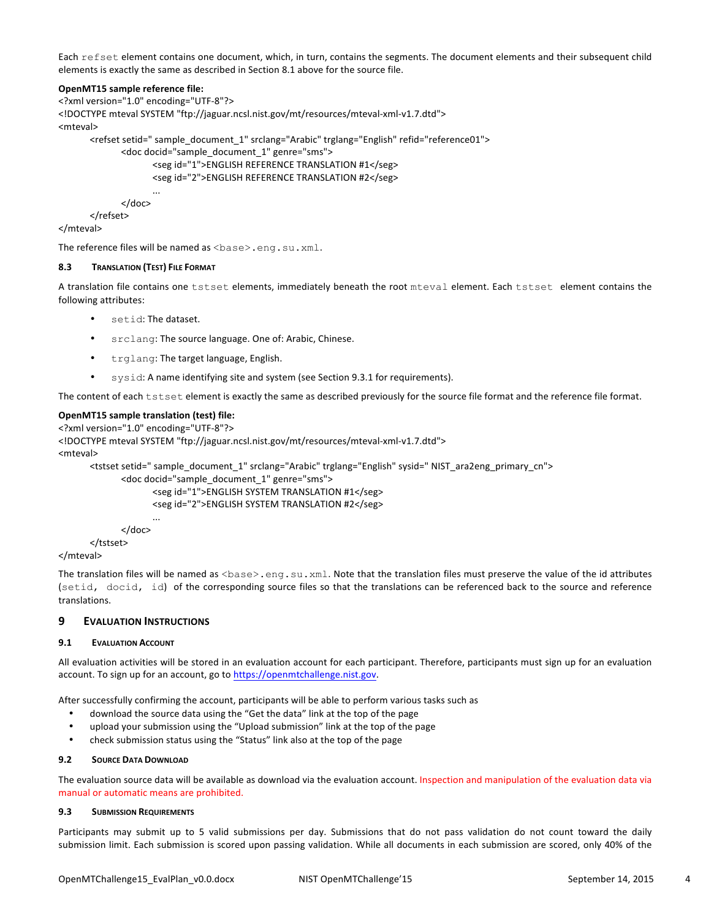Each `refset` element contains one document, which, in turn, contains the segments. The document elements and their subsequent child elements is exactly the same as described in Section 8.1 above for the source file.

**OpenMT15 sample reference file:**

```
<?xml version="1.0" encoding="UTF-8"?>
<!DOCTYPE mteval SYSTEM "ftp://jaguar.ncsl.nist.gov/mt/resources/mteval-xml-v1.7.dtd">
<mteval>
    <refset setid=" sample_document_1" srclang="Arabic" trglang="English" refid="reference01">
        <doc docid="sample_document_1" genre="sms">
            <seg id="1">ENGLISH REFERENCE TRANSLATION #1</seg>
            <seg id="2">ENGLISH REFERENCE TRANSLATION #2</seg>
            ...
        </doc>
    </refset>
</mteval>
```

The reference files will be named as `<base>.eng.su.xml`.

### 8.3 Translation (Test) File Format

A translation file contains one `tstset` elements, immediately beneath the root `mteval` element. Each `tstset` element contains the following attributes:

- `setid`: The dataset.
- `srclang`: The source language. One of: Arabic, Chinese.
- `trglang`: The target language, English.
- `sysid`: A name identifying site and system (see Section 9.3.1 for requirements).

The content of each `tstset` element is exactly the same as described previously for the source file format and the reference file format.

**OpenMT15 sample translation (test) file:**

```
<?xml version="1.0" encoding="UTF-8"?>
<!DOCTYPE mteval SYSTEM "ftp://jaguar.ncsl.nist.gov/mt/resources/mteval-xml-v1.7.dtd">
<mteval>
    <tstset setid=" sample_document_1" srclang="Arabic" trglang="English" sysid=" NIST_ara2eng_primary_cn">
        <doc docid="sample_document_1" genre="sms">
            <seg id="1">ENGLISH SYSTEM TRANSLATION #1</seg>
            <seg id="2">ENGLISH SYSTEM TRANSLATION #2</seg>
            ...
        </doc>
    </tstset>
</mteval>
```

The translation files will be named as `<base>.eng.su.xml`. Note that the translation files must preserve the value of the id attributes (`setid, docid, id`) of the corresponding source files so that the translations can be referenced back to the source and reference translations.

## 9 Evaluation Instructions

### 9.1 Evaluation Account

All evaluation activities will be stored in an evaluation account for each participant. Therefore, participants must sign up for an evaluation account. To sign up for an account, go to https://openmtchallenge.nist.gov.

After successfully confirming the account, participants will be able to perform various tasks such as

- download the source data using the "Get the data" link at the top of the page
- upload your submission using the "Upload submission" link at the top of the page
- check submission status using the "Status" link also at the top of the page

### 9.2 Source Data Download

The evaluation source data will be available as download via the evaluation account. Inspection and manipulation of the evaluation data via manual or automatic means are prohibited.

### 9.3 Submission Requirements

Participants may submit up to 5 valid submissions per day. Submissions that do not pass validation do not count toward the daily submission limit. Each submission is scored upon passing validation. While all documents in each submission are scored, only 40% of the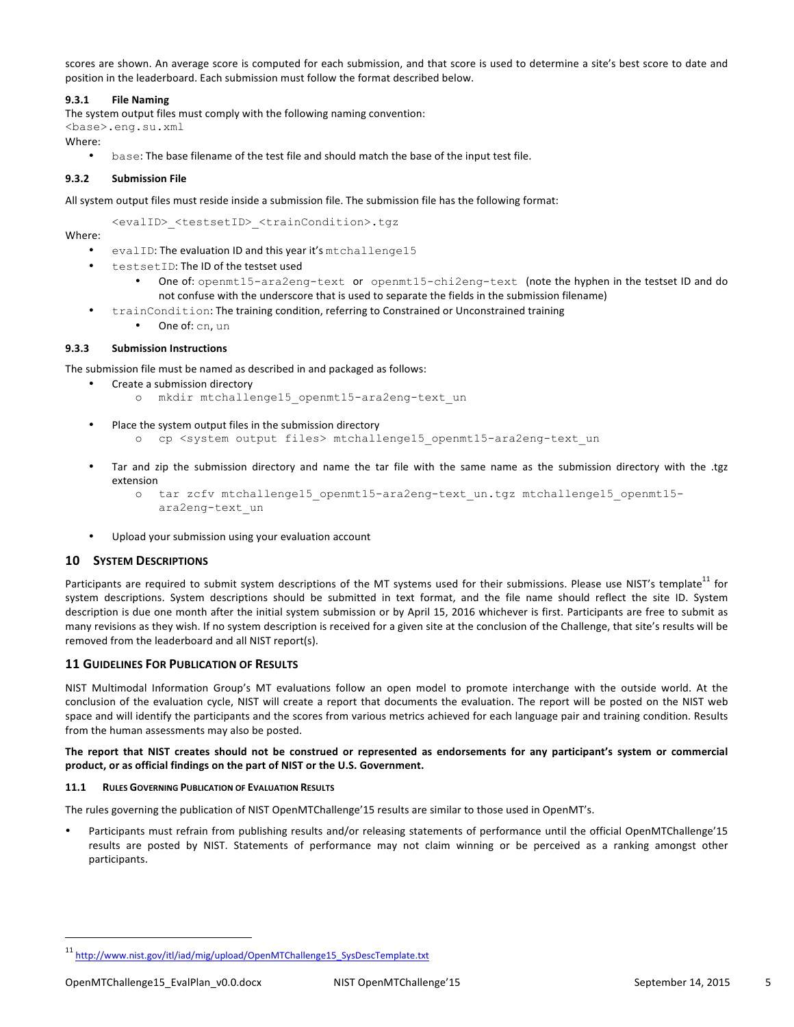scores are shown. An average score is computed for each submission, and that score is used to determine a site's best score to date and position in the leaderboard. Each submission must follow the format described below.

#### 9.3.1 File Naming

The system output files must comply with the following naming convention:
`<base>.eng.su.xml`
Where:

- `base`: The base filename of the test file and should match the base of the input test file.

#### 9.3.2 Submission File

All system output files must reside inside a submission file. The submission file has the following format:

```
<evalID>_<testsetID>_<trainCondition>.tgz
```

Where:

- `evalID`: The evaluation ID and this year it's `mtchallenge15`
- `testsetID`: The ID of the testset used
  - One of: `openmt15-ara2eng-text` or `openmt15-chi2eng-text` (note the hyphen in the testset ID and do not confuse with the underscore that is used to separate the fields in the submission filename)
- `trainCondition`: The training condition, referring to Constrained or Unconstrained training
  - One of: `cn`, `un`

#### 9.3.3 Submission Instructions

The submission file must be named as described in and packaged as follows:

- Create a submission directory
  - `mkdir mtchallenge15_openmt15-ara2eng-text_un`
- Place the system output files in the submission directory
  - `cp <system output files> mtchallenge15_openmt15-ara2eng-text_un`
- Tar and zip the submission directory and name the tar file with the same name as the submission directory with the .tgz extension
  - `tar zcfv mtchallenge15_openmt15-ara2eng-text_un.tgz mtchallenge15_openmt15-ara2eng-text_un`
- Upload your submission using your evaluation account

## 10 System Descriptions

Participants are required to submit system descriptions of the MT systems used for their submissions. Please use NIST's template[11] for system descriptions. System descriptions should be submitted in text format, and the file name should reflect the site ID. System description is due one month after the initial system submission or by April 15, 2016 whichever is first. Participants are free to submit as many revisions as they wish. If no system description is received for a given site at the conclusion of the Challenge, that site's results will be removed from the leaderboard and all NIST report(s).

## 11 Guidelines For Publication of Results

NIST Multimodal Information Group's MT evaluations follow an open model to promote interchange with the outside world. At the conclusion of the evaluation cycle, NIST will create a report that documents the evaluation. The report will be posted on the NIST web space and will identify the participants and the scores from various metrics achieved for each language pair and training condition. Results from the human assessments may also be posted.

**The report that NIST creates should not be construed or represented as endorsements for any participant's system or commercial product, or as official findings on the part of NIST or the U.S. Government.**

### 11.1 Rules Governing Publication of Evaluation Results

The rules governing the publication of NIST OpenMTChallenge'15 results are similar to those used in OpenMT's.

- Participants must refrain from publishing results and/or releasing statements of performance until the official OpenMTChallenge'15 results are posted by NIST. Statements of performance may not claim winning or be perceived as a ranking amongst other participants.

[11] http://www.nist.gov/itl/iad/mig/upload/OpenMTChallenge15_SysDescTemplate.txt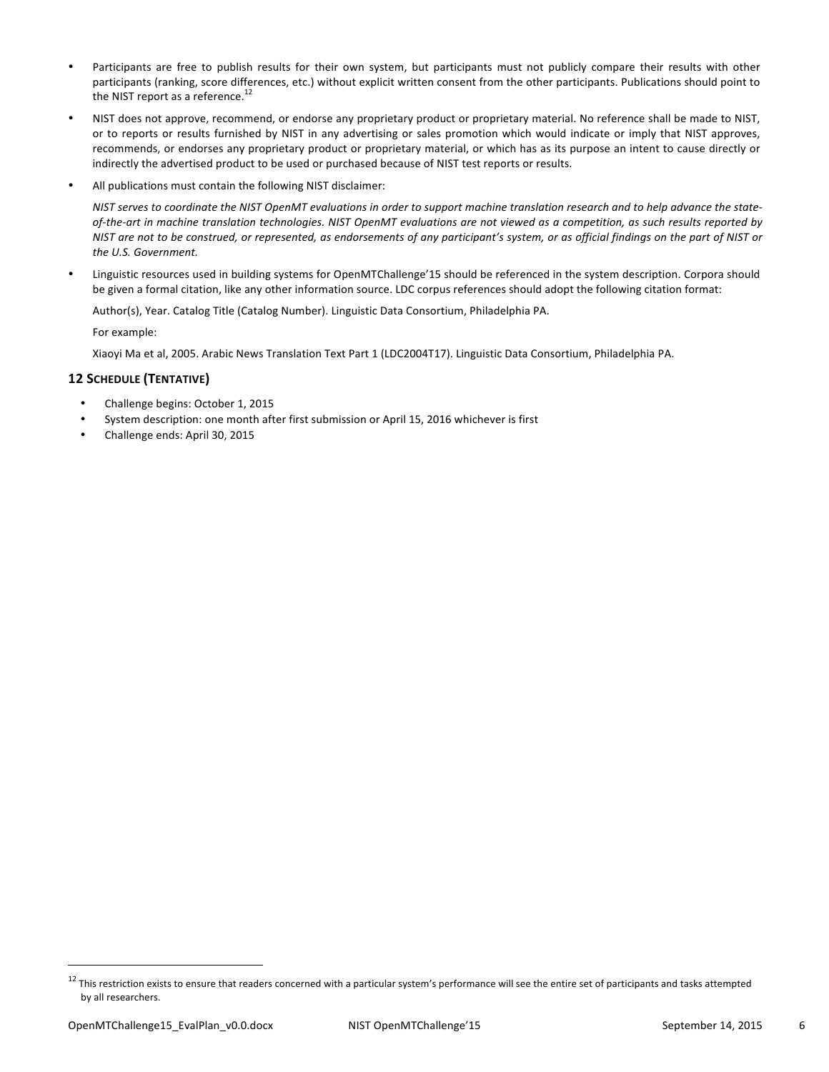- Participants are free to publish results for their own system, but participants must not publicly compare their results with other participants (ranking, score differences, etc.) without explicit written consent from the other participants. Publications should point to the NIST report as a reference.[12]

- NIST does not approve, recommend, or endorse any proprietary product or proprietary material. No reference shall be made to NIST, or to reports or results furnished by NIST in any advertising or sales promotion which would indicate or imply that NIST approves, recommends, or endorses any proprietary product or proprietary material, or which has as its purpose an intent to cause directly or indirectly the advertised product to be used or purchased because of NIST test reports or results.

- All publications must contain the following NIST disclaimer:

  *NIST serves to coordinate the NIST OpenMT evaluations in order to support machine translation research and to help advance the state-of-the-art in machine translation technologies. NIST OpenMT evaluations are not viewed as a competition, as such results reported by NIST are not to be construed, or represented, as endorsements of any participant's system, or as official findings on the part of NIST or the U.S. Government.*

- Linguistic resources used in building systems for OpenMTChallenge'15 should be referenced in the system description. Corpora should be given a formal citation, like any other information source. LDC corpus references should adopt the following citation format:

  Author(s), Year. Catalog Title (Catalog Number). Linguistic Data Consortium, Philadelphia PA.

  For example:

  Xiaoyi Ma et al, 2005. Arabic News Translation Text Part 1 (LDC2004T17). Linguistic Data Consortium, Philadelphia PA.

## 12 Schedule (Tentative)

- Challenge begins: October 1, 2015
- System description: one month after first submission or April 15, 2016 whichever is first
- Challenge ends: April 30, 2015

[12] This restriction exists to ensure that readers concerned with a particular system's performance will see the entire set of participants and tasks attempted by all researchers.